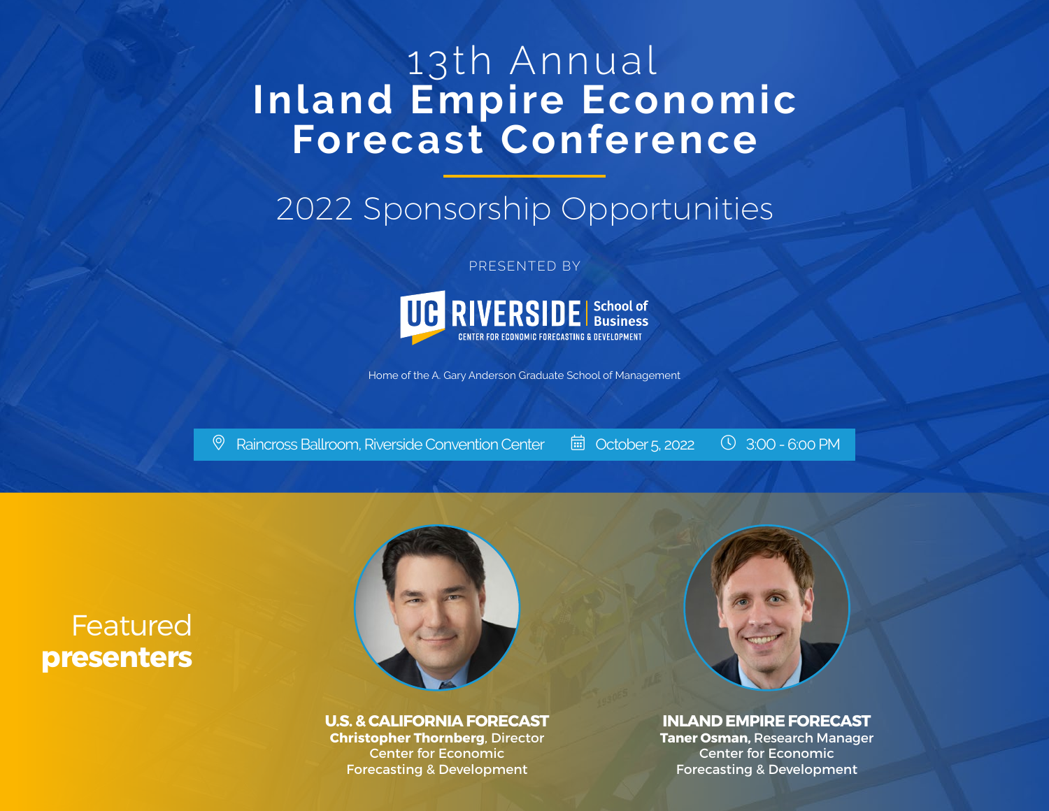# 13th Annual Inland Empire Economic Forecast Conference

## 2022 Sponsorship Opportunities

PRESENTED BY

UC RIVERSIDE School of Business
CENTER FOR ECONOMIC FORECASTING & DEVELOPMENT

Home of the A. Gary Anderson Graduate School of Management

Raincross Ballroom, Riverside Convention Center | October 5, 2022 | 3:00 - 6:00 PM

## Featured presenters

**U.S. & CALIFORNIA FORECAST**
**Christopher Thornberg**, Director
Center for Economic Forecasting & Development

**INLAND EMPIRE FORECAST**
**Taner Osman**, Research Manager
Center for Economic Forecasting & Development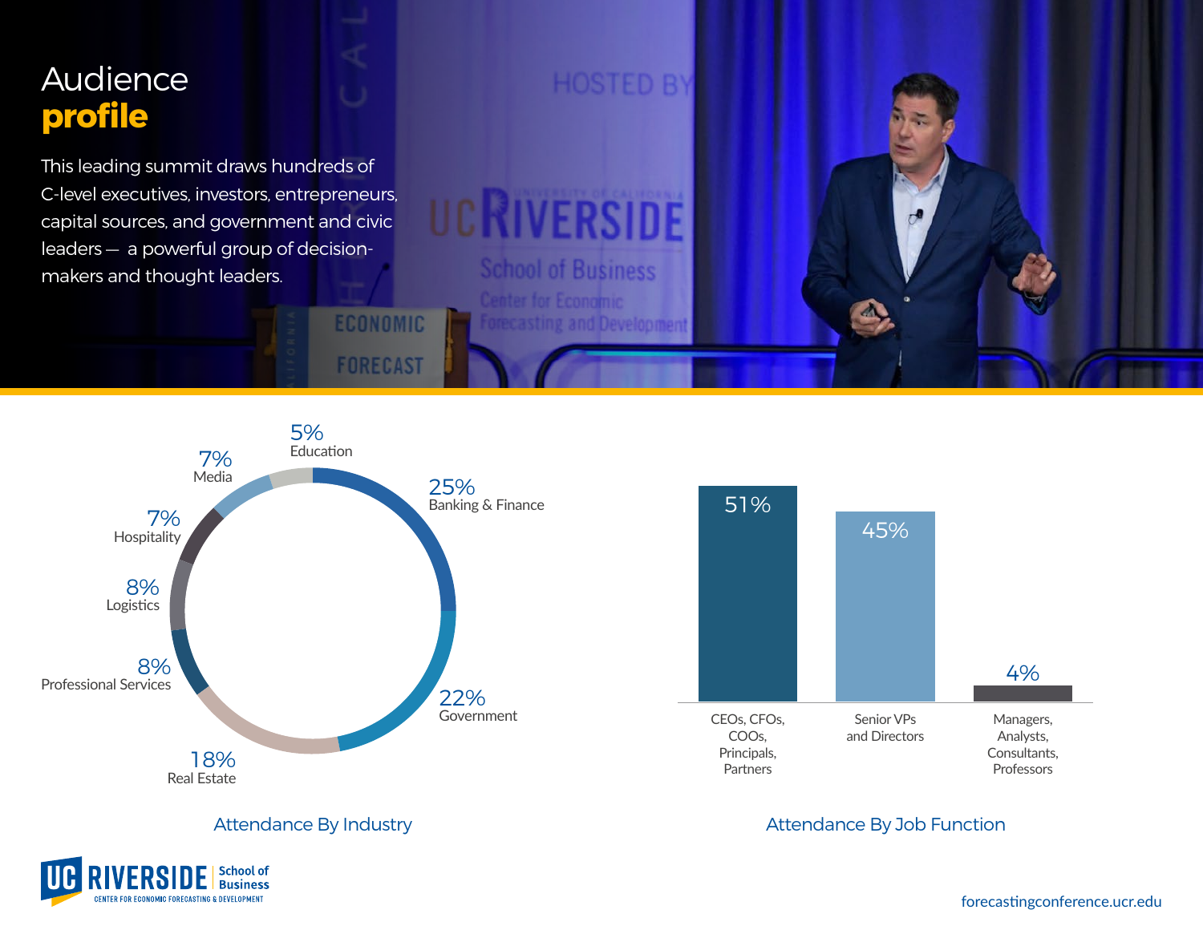# Audience **profile**

This leading summit draws hundreds of C-level executives, investors, entrepreneurs, capital sources, and government and civic leaders — a powerful group of decision-makers and thought leaders.

## Attendance By Industry

| Industry | Percentage |
| --- | --- |
| Banking & Finance | 25% |
| Government | 22% |
| Real Estate | 18% |
| Professional Services | 8% |
| Logistics | 8% |
| Hospitality | 7% |
| Media | 7% |
| Education | 5% |

## Attendance By Job Function

| Job Function | Percentage |
| --- | --- |
| CEOs, CFOs, COOs, Principals, Partners | 51% |
| Senior VPs and Directors | 45% |
| Managers, Analysts, Consultants, Professors | 4% |

UC RIVERSIDE School of Business
CENTER FOR ECONOMIC FORECASTING & DEVELOPMENT

forecastingconference.ucr.edu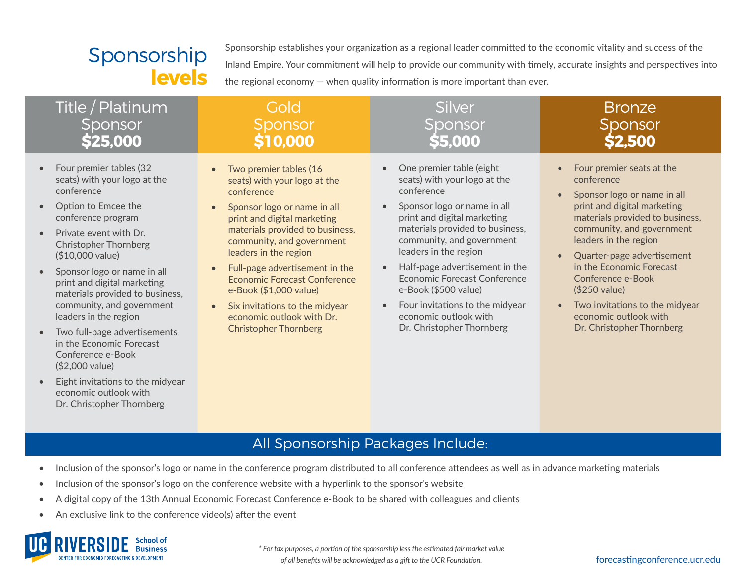# Sponsorship levels

Sponsorship establishes your organization as a regional leader committed to the economic vitality and success of the Inland Empire. Your commitment will help to provide our community with timely, accurate insights and perspectives into the regional economy — when quality information is more important than ever.

## Title / Platinum Sponsor **$25,000**

- Four premier tables (32 seats) with your logo at the conference
- Option to Emcee the conference program
- Private event with Dr. Christopher Thornberg ($10,000 value)
- Sponsor logo or name in all print and digital marketing materials provided to business, community, and government leaders in the region
- Two full-page advertisements in the Economic Forecast Conference e-Book ($2,000 value)
- Eight invitations to the midyear economic outlook with Dr. Christopher Thornberg

## Gold Sponsor **$10,000**

- Two premier tables (16 seats) with your logo at the conference
- Sponsor logo or name in all print and digital marketing materials provided to business, community, and government leaders in the region
- Full-page advertisement in the Economic Forecast Conference e-Book ($1,000 value)
- Six invitations to the midyear economic outlook with Dr. Christopher Thornberg

## Silver Sponsor **$5,000**

- One premier table (eight seats) with your logo at the conference
- Sponsor logo or name in all print and digital marketing materials provided to business, community, and government leaders in the region
- Half-page advertisement in the Economic Forecast Conference e-Book ($500 value)
- Four invitations to the midyear economic outlook with Dr. Christopher Thornberg

## Bronze Sponsor **$2,500**

- Four premier seats at the conference
- Sponsor logo or name in all print and digital marketing materials provided to business, community, and government leaders in the region
- Quarter-page advertisement in the Economic Forecast Conference e-Book ($250 value)
- Two invitations to the midyear economic outlook with Dr. Christopher Thornberg

## All Sponsorship Packages Include:

- Inclusion of the sponsor's logo or name in the conference program distributed to all conference attendees as well as in advance marketing materials
- Inclusion of the sponsor's logo on the conference website with a hyperlink to the sponsor's website
- A digital copy of the 13th Annual Economic Forecast Conference e-Book to be shared with colleagues and clients
- An exclusive link to the conference video(s) after the event

UC RIVERSIDE School of Business
CENTER FOR ECONOMIC FORECASTING & DEVELOPMENT

*\* For tax purposes, a portion of the sponsorship less the estimated fair market value of all benefits will be acknowledged as a gift to the UCR Foundation.*

forecastingconference.ucr.edu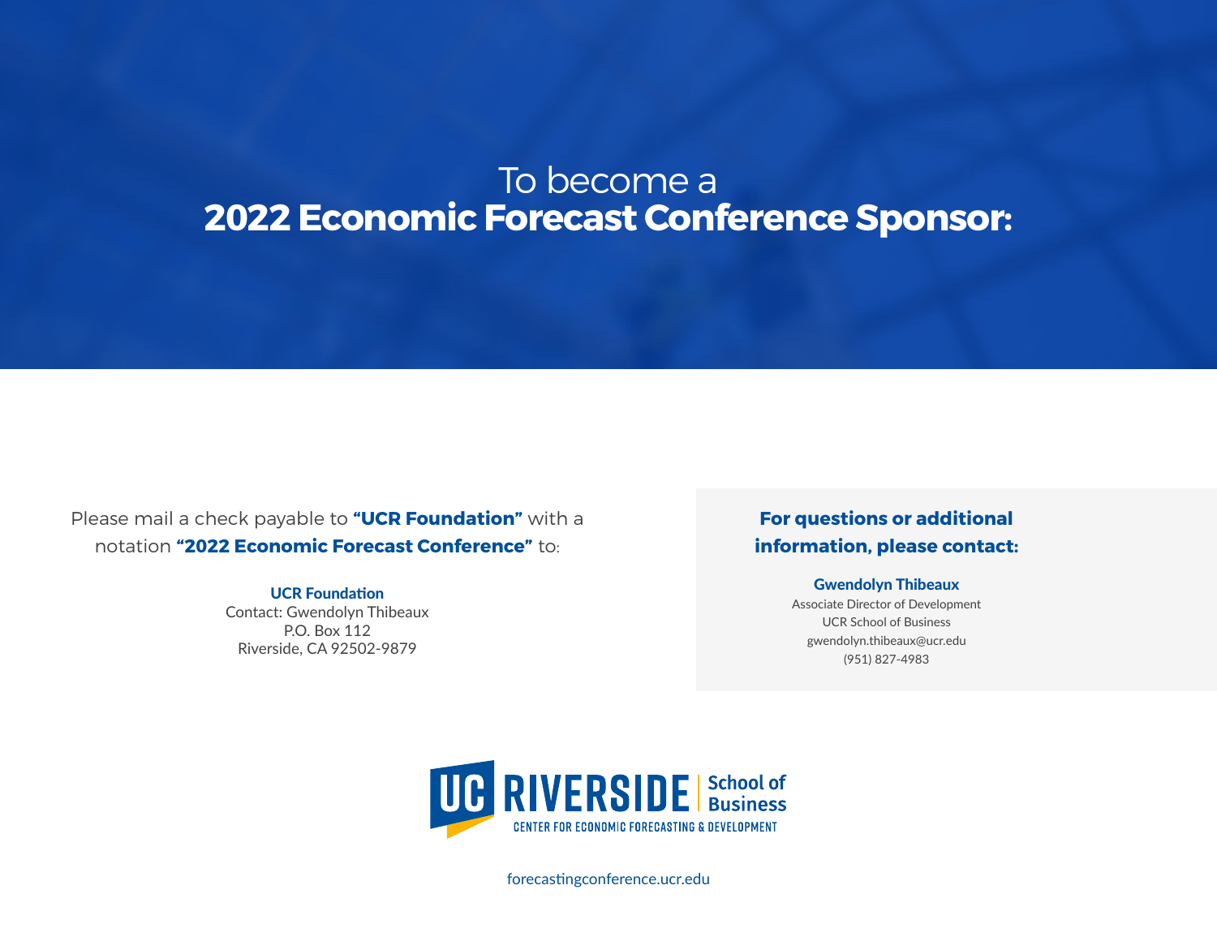# To become a **2022 Economic Forecast Conference Sponsor:**

Please mail a check payable to **"UCR Foundation"** with a notation **"2022 Economic Forecast Conference"** to:

**UCR Foundation**
Contact: Gwendolyn Thibeaux
P.O. Box 112
Riverside, CA 92502-9879

**For questions or additional information, please contact:**

**Gwendolyn Thibeaux**
Associate Director of Development
UCR School of Business
gwendolyn.thibeaux@ucr.edu
(951) 827-4983

UC RIVERSIDE | School of Business
CENTER FOR ECONOMIC FORECASTING & DEVELOPMENT

forecastingconference.ucr.edu